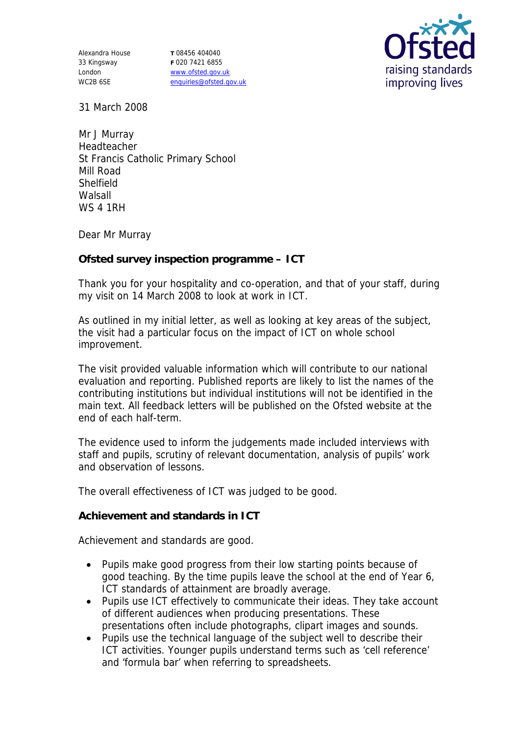Alexandra House
33 Kingsway
London
WC2B 6SE

**T** 08456 404040
**F** 020 7421 6855
www.ofsted.gov.uk
enquiries@ofsted.gov.uk

Ofsted
raising standards
improving lives

31 March 2008

Mr J Murray
Headteacher
St Francis Catholic Primary School
Mill Road
Shelfield
Walsall
WS 4 1RH

Dear Mr Murray

**Ofsted survey inspection programme – ICT**

Thank you for your hospitality and co-operation, and that of your staff, during my visit on 14 March 2008 to look at work in ICT.

As outlined in my initial letter, as well as looking at key areas of the subject, the visit had a particular focus on the impact of ICT on whole school improvement.

The visit provided valuable information which will contribute to our national evaluation and reporting. Published reports are likely to list the names of the contributing institutions but individual institutions will not be identified in the main text. All feedback letters will be published on the Ofsted website at the end of each half-term.

The evidence used to inform the judgements made included interviews with staff and pupils, scrutiny of relevant documentation, analysis of pupils' work and observation of lessons.

The overall effectiveness of ICT was judged to be good.

**Achievement and standards in ICT**

Achievement and standards are good.

- Pupils make good progress from their low starting points because of good teaching. By the time pupils leave the school at the end of Year 6, ICT standards of attainment are broadly average.
- Pupils use ICT effectively to communicate their ideas. They take account of different audiences when producing presentations. These presentations often include photographs, clipart images and sounds.
- Pupils use the technical language of the subject well to describe their ICT activities. Younger pupils understand terms such as 'cell reference' and 'formula bar' when referring to spreadsheets.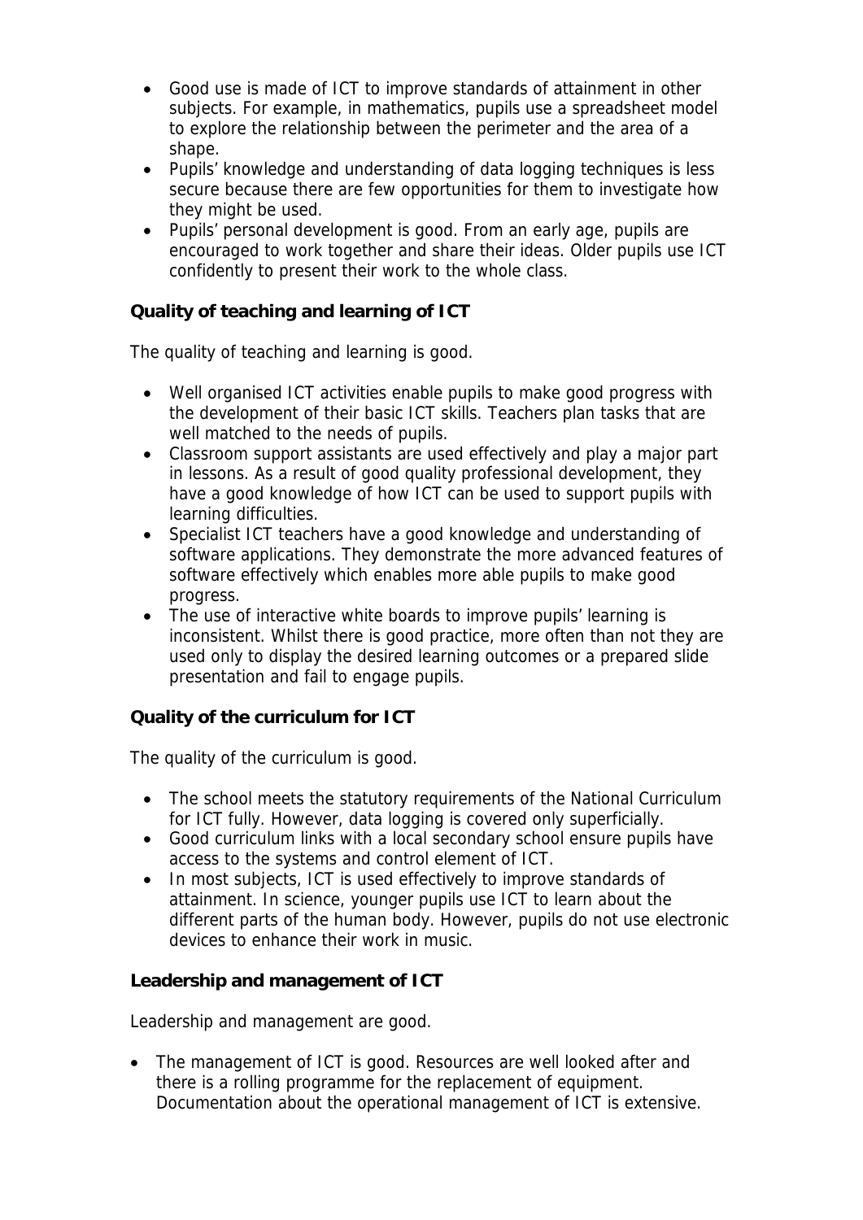- Good use is made of ICT to improve standards of attainment in other subjects. For example, in mathematics, pupils use a spreadsheet model to explore the relationship between the perimeter and the area of a shape.
- Pupils' knowledge and understanding of data logging techniques is less secure because there are few opportunities for them to investigate how they might be used.
- Pupils' personal development is good. From an early age, pupils are encouraged to work together and share their ideas. Older pupils use ICT confidently to present their work to the whole class.

**Quality of teaching and learning of ICT**

The quality of teaching and learning is good.

- Well organised ICT activities enable pupils to make good progress with the development of their basic ICT skills. Teachers plan tasks that are well matched to the needs of pupils.
- Classroom support assistants are used effectively and play a major part in lessons. As a result of good quality professional development, they have a good knowledge of how ICT can be used to support pupils with learning difficulties.
- Specialist ICT teachers have a good knowledge and understanding of software applications. They demonstrate the more advanced features of software effectively which enables more able pupils to make good progress.
- The use of interactive white boards to improve pupils' learning is inconsistent. Whilst there is good practice, more often than not they are used only to display the desired learning outcomes or a prepared slide presentation and fail to engage pupils.

**Quality of the curriculum for ICT**

The quality of the curriculum is good.

- The school meets the statutory requirements of the National Curriculum for ICT fully. However, data logging is covered only superficially.
- Good curriculum links with a local secondary school ensure pupils have access to the systems and control element of ICT.
- In most subjects, ICT is used effectively to improve standards of attainment. In science, younger pupils use ICT to learn about the different parts of the human body. However, pupils do not use electronic devices to enhance their work in music.

**Leadership and management of ICT**

Leadership and management are good.

- The management of ICT is good. Resources are well looked after and there is a rolling programme for the replacement of equipment. Documentation about the operational management of ICT is extensive.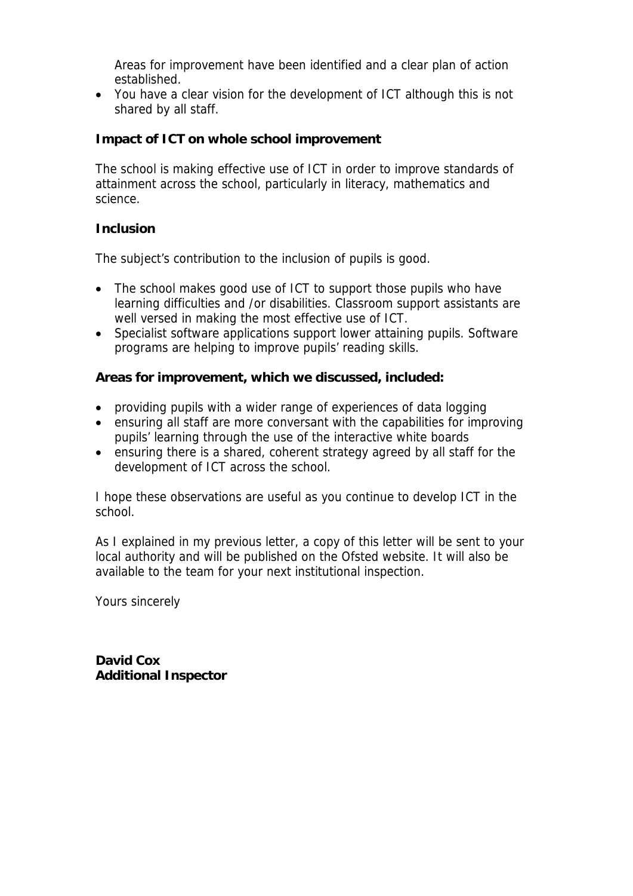Areas for improvement have been identified and a clear plan of action established.

- You have a clear vision for the development of ICT although this is not shared by all staff.

**Impact of ICT on whole school improvement**

The school is making effective use of ICT in order to improve standards of attainment across the school, particularly in literacy, mathematics and science.

**Inclusion**

The subject's contribution to the inclusion of pupils is good.

- The school makes good use of ICT to support those pupils who have learning difficulties and /or disabilities. Classroom support assistants are well versed in making the most effective use of ICT.
- Specialist software applications support lower attaining pupils. Software programs are helping to improve pupils' reading skills.

**Areas for improvement, which we discussed, included:**

- providing pupils with a wider range of experiences of data logging
- ensuring all staff are more conversant with the capabilities for improving pupils' learning through the use of the interactive white boards
- ensuring there is a shared, coherent strategy agreed by all staff for the development of ICT across the school.

I hope these observations are useful as you continue to develop ICT in the school.

As I explained in my previous letter, a copy of this letter will be sent to your local authority and will be published on the Ofsted website. It will also be available to the team for your next institutional inspection.

Yours sincerely

**David Cox**
**Additional Inspector**